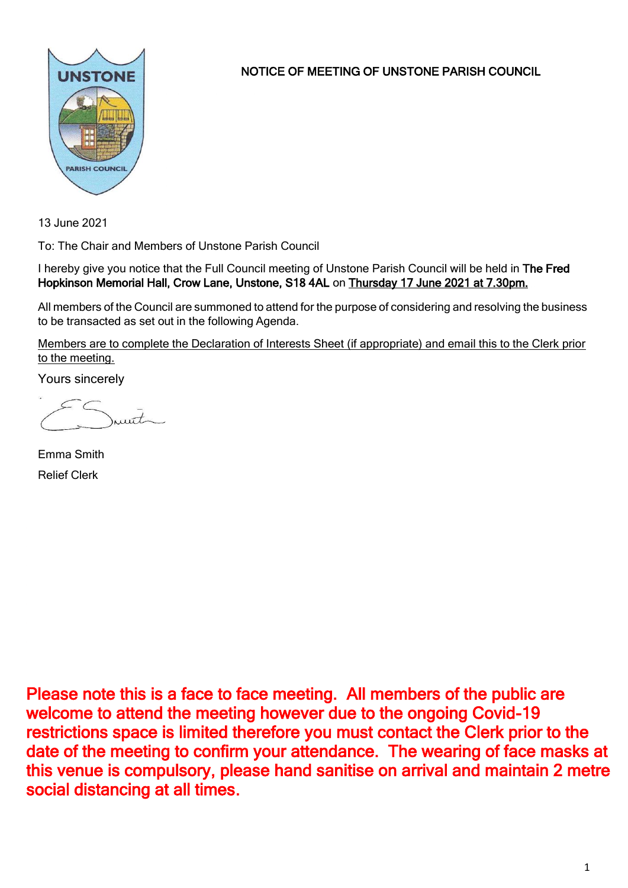# NOTICE OF MEETING OF UNSTONE PARISH COUNCIL

13 June 2021

To: The Chair and Members of Unstone Parish Council

I hereby give you notice that the Full Council meeting of Unstone Parish Council will be held in **The Fred Hopkinson Memorial Hall, Crow Lane, Unstone, S18 4AL** on <u>Thursday 17 June 2021 at 7.30pm.</u>

All members of the Council are summoned to attend for the purpose of considering and resolving the business to be transacted as set out in the following Agenda.

<u>Members are to complete the Declaration of Interests Sheet (if appropriate) and email this to the Clerk prior to the meeting.</u>

Yours sincerely

Emma Smith

Relief Clerk

**Please note this is a face to face meeting. All members of the public are welcome to attend the meeting however due to the ongoing Covid-19 restrictions space is limited therefore you must contact the Clerk prior to the date of the meeting to confirm your attendance. The wearing of face masks at this venue is compulsory, please hand sanitise on arrival and maintain 2 metre social distancing at all times.**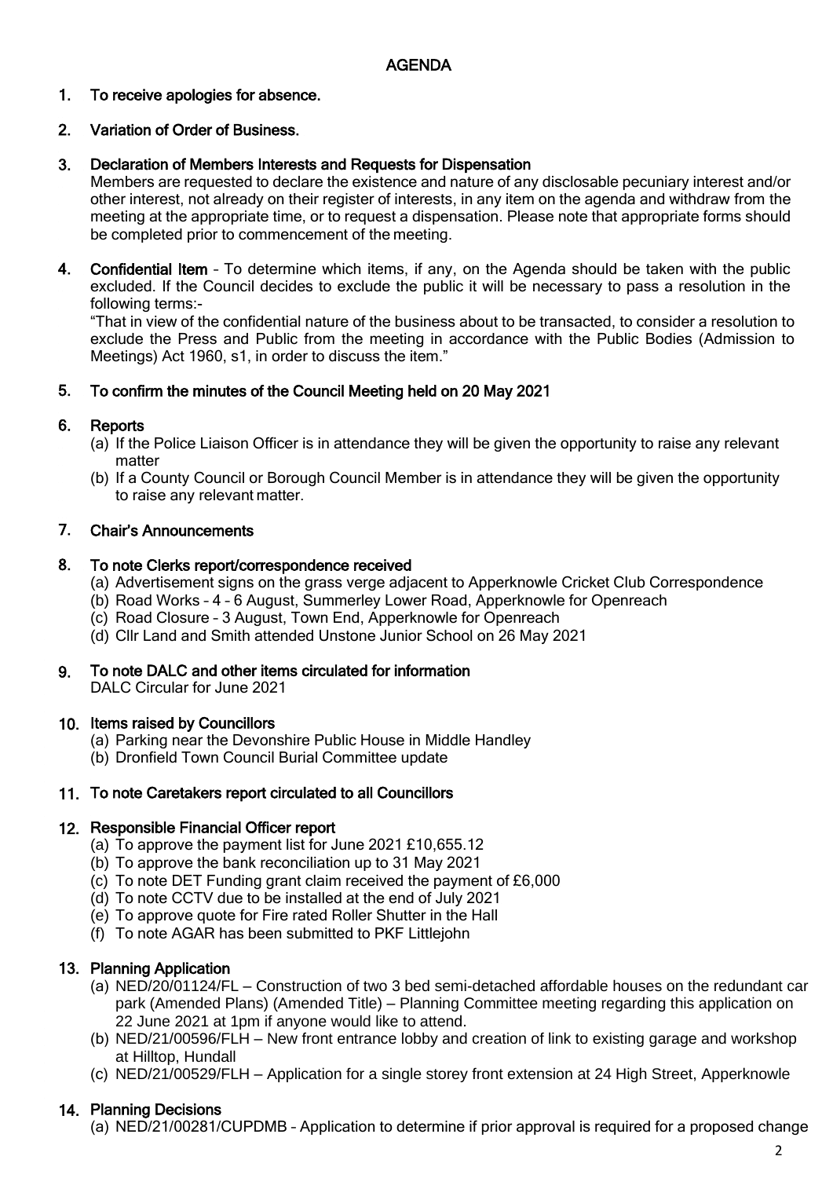# AGENDA

1. **To receive apologies for absence.**

2. **Variation of Order of Business.**

3. **Declaration of Members Interests and Requests for Dispensation**
   Members are requested to declare the existence and nature of any disclosable pecuniary interest and/or other interest, not already on their register of interests, in any item on the agenda and withdraw from the meeting at the appropriate time, or to request a dispensation. Please note that appropriate forms should be completed prior to commencement of the meeting.

4. **Confidential Item** – To determine which items, if any, on the Agenda should be taken with the public excluded. If the Council decides to exclude the public it will be necessary to pass a resolution in the following terms:-
   "That in view of the confidential nature of the business about to be transacted, to consider a resolution to exclude the Press and Public from the meeting in accordance with the Public Bodies (Admission to Meetings) Act 1960, s1, in order to discuss the item."

5. **To confirm the minutes of the Council Meeting held on 20 May 2021**

6. **Reports**
   (a) If the Police Liaison Officer is in attendance they will be given the opportunity to raise any relevant matter
   (b) If a County Council or Borough Council Member is in attendance they will be given the opportunity to raise any relevant matter.

7. **Chair's Announcements**

8. **To note Clerks report/correspondence received**
   (a) Advertisement signs on the grass verge adjacent to Apperknowle Cricket Club Correspondence
   (b) Road Works – 4 – 6 August, Summerley Lower Road, Apperknowle for Openreach
   (c) Road Closure – 3 August, Town End, Apperknowle for Openreach
   (d) Cllr Land and Smith attended Unstone Junior School on 26 May 2021

9. **To note DALC and other items circulated for information**
   DALC Circular for June 2021

10. **Items raised by Councillors**
    (a) Parking near the Devonshire Public House in Middle Handley
    (b) Dronfield Town Council Burial Committee update

11. **To note Caretakers report circulated to all Councillors**

12. **Responsible Financial Officer report**
    (a) To approve the payment list for June 2021 £10,655.12
    (b) To approve the bank reconciliation up to 31 May 2021
    (c) To note DET Funding grant claim received the payment of £6,000
    (d) To note CCTV due to be installed at the end of July 2021
    (e) To approve quote for Fire rated Roller Shutter in the Hall
    (f) To note AGAR has been submitted to PKF Littlejohn

13. **Planning Application**
    (a) NED/20/01124/FL – Construction of two 3 bed semi-detached affordable houses on the redundant car park (Amended Plans) (Amended Title) – Planning Committee meeting regarding this application on 22 June 2021 at 1pm if anyone would like to attend.
    (b) NED/21/00596/FLH – New front entrance lobby and creation of link to existing garage and workshop at Hilltop, Hundall
    (c) NED/21/00529/FLH – Application for a single storey front extension at 24 High Street, Apperknowle

14. **Planning Decisions**
    (a) NED/21/00281/CUPDMB – Application to determine if prior approval is required for a proposed change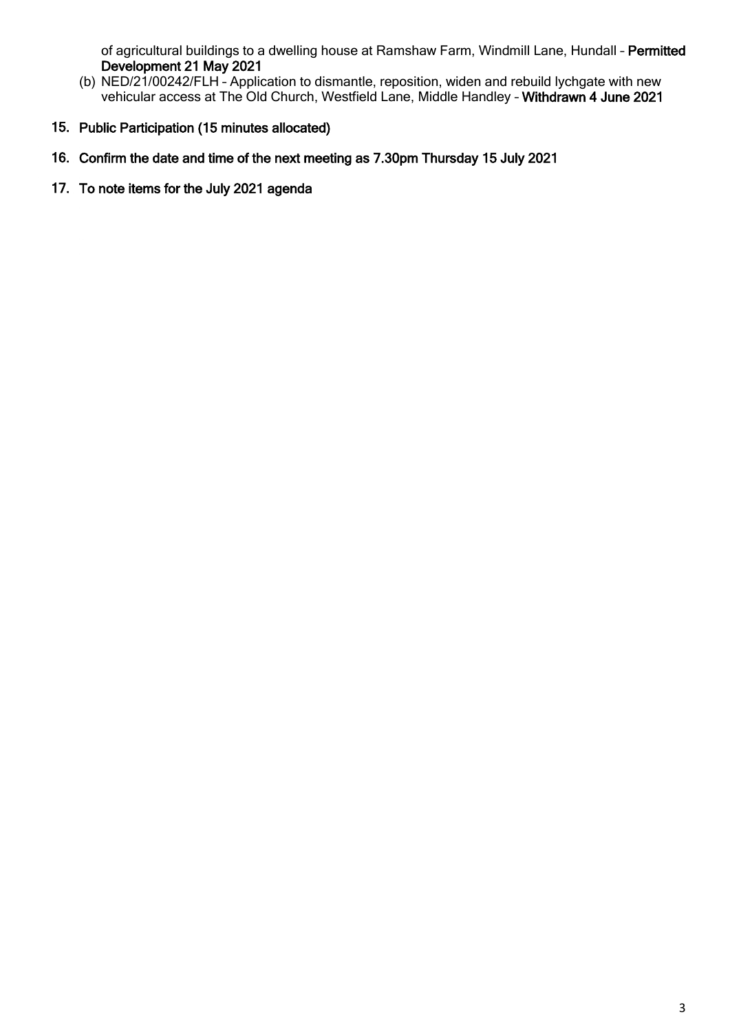of agricultural buildings to a dwelling house at Ramshaw Farm, Windmill Lane, Hundall – **Permitted Development 21 May 2021**

(b) NED/21/00242/FLH – Application to dismantle, reposition, widen and rebuild lychgate with new vehicular access at The Old Church, Westfield Lane, Middle Handley – **Withdrawn 4 June 2021**

15. **Public Participation (15 minutes allocated)**

16. **Confirm the date and time of the next meeting as 7.30pm Thursday 15 July 2021**

17. **To note items for the July 2021 agenda**